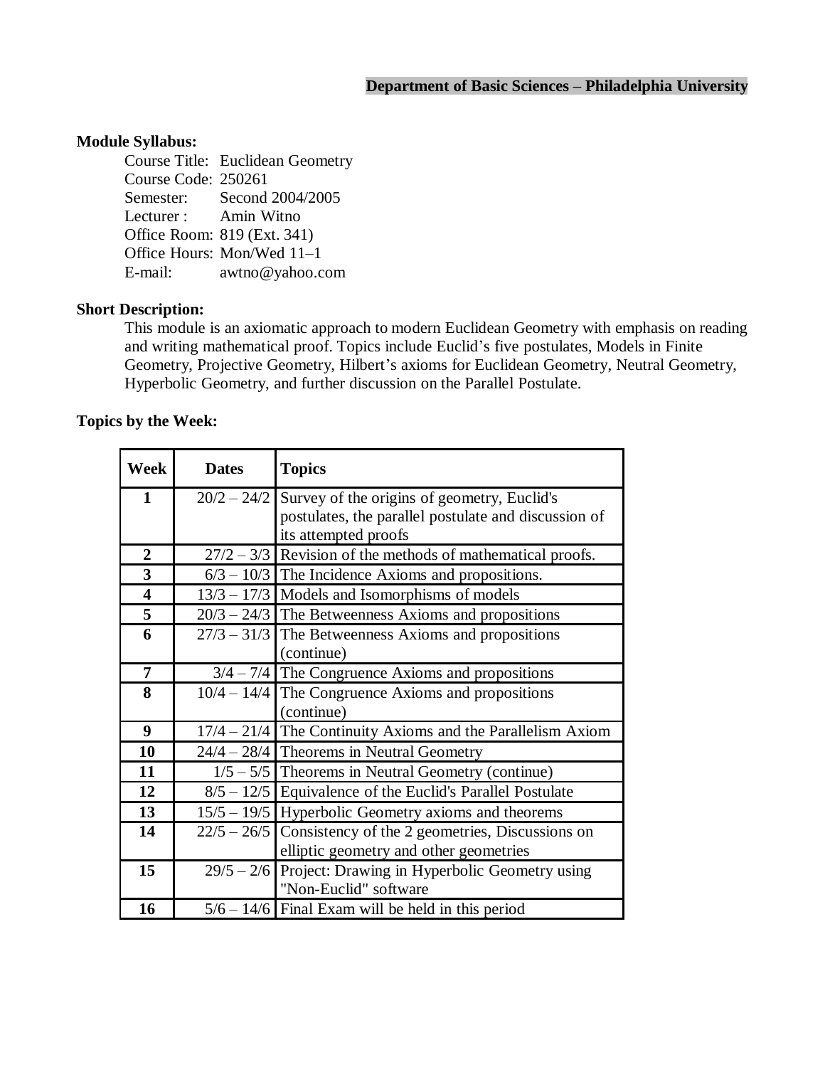**Department of Basic Sciences – Philadelphia University**

**Module Syllabus:**

Course Title: Euclidean Geometry
Course Code: 250261
Semester: Second 2004/2005
Lecturer : Amin Witno
Office Room: 819 (Ext. 341)
Office Hours: Mon/Wed 11–1
E-mail: awtno@yahoo.com

**Short Description:**

This module is an axiomatic approach to modern Euclidean Geometry with emphasis on reading and writing mathematical proof. Topics include Euclid's five postulates, Models in Finite Geometry, Projective Geometry, Hilbert's axioms for Euclidean Geometry, Neutral Geometry, Hyperbolic Geometry, and further discussion on the Parallel Postulate.

**Topics by the Week:**

| Week | Dates | Topics |
|---|---|---|
| 1 | 20/2 – 24/2 | Survey of the origins of geometry, Euclid's postulates, the parallel postulate and discussion of its attempted proofs |
| 2 | 27/2 – 3/3 | Revision of the methods of mathematical proofs. |
| 3 | 6/3 – 10/3 | The Incidence Axioms and propositions. |
| 4 | 13/3 – 17/3 | Models and Isomorphisms of models |
| 5 | 20/3 – 24/3 | The Betweenness Axioms and propositions |
| 6 | 27/3 – 31/3 | The Betweenness Axioms and propositions (continue) |
| 7 | 3/4 – 7/4 | The Congruence Axioms and propositions |
| 8 | 10/4 – 14/4 | The Congruence Axioms and propositions (continue) |
| 9 | 17/4 – 21/4 | The Continuity Axioms and the Parallelism Axiom |
| 10 | 24/4 – 28/4 | Theorems in Neutral Geometry |
| 11 | 1/5 – 5/5 | Theorems in Neutral Geometry (continue) |
| 12 | 8/5 – 12/5 | Equivalence of the Euclid's Parallel Postulate |
| 13 | 15/5 – 19/5 | Hyperbolic Geometry axioms and theorems |
| 14 | 22/5 – 26/5 | Consistency of the 2 geometries, Discussions on elliptic geometry and other geometries |
| 15 | 29/5 – 2/6 | Project: Drawing in Hyperbolic Geometry using "Non-Euclid" software |
| 16 | 5/6 – 14/6 | Final Exam will be held in this period |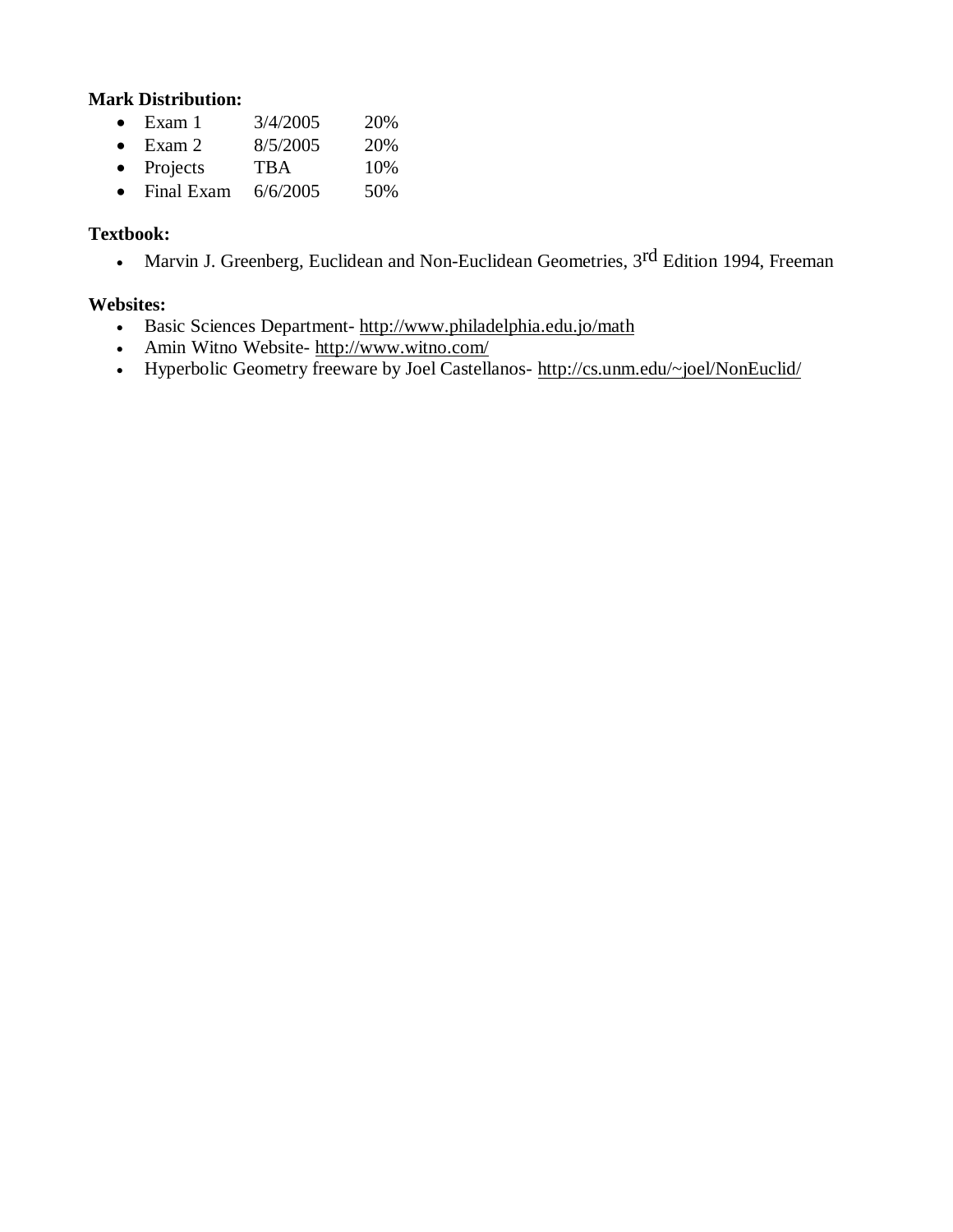**Mark Distribution:**

| | | |
|---|---|---|
| Exam 1 | 3/4/2005 | 20% |
| Exam 2 | 8/5/2005 | 20% |
| Projects | TBA | 10% |
| Final Exam | 6/6/2005 | 50% |

**Textbook:**

- Marvin J. Greenberg, Euclidean and Non-Euclidean Geometries, 3rd Edition 1994, Freeman

**Websites:**

- Basic Sciences Department- http://www.philadelphia.edu.jo/math
- Amin Witno Website- http://www.witno.com/
- Hyperbolic Geometry freeware by Joel Castellanos- http://cs.unm.edu/~joel/NonEuclid/